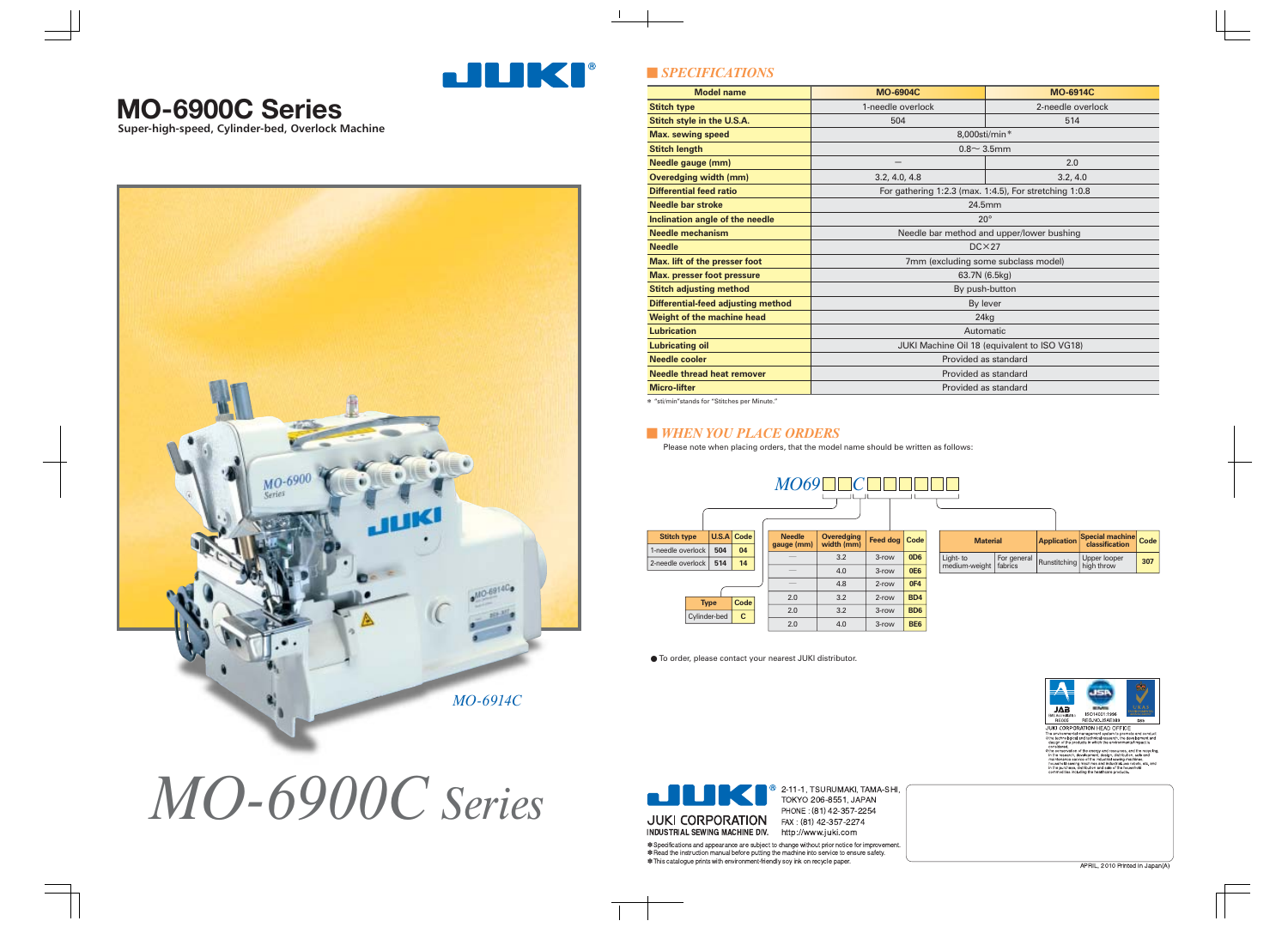# MO-6900C Series

**Super-high-speed, Cylinder-bed, Overlock Machine**

*MO-6914C*

*MO-6900C Series*

## SPECIFICATIONS

| Model name | MO-6904C | MO-6914C |
|---|---|---|
| **Stitch type** | 1-needle overlock | 2-needle overlock |
| **Stitch style in the U.S.A.** | 504 | 514 |
| **Max. sewing speed** | 8,000sti/min* | |
| **Stitch length** | 0.8〜 3.5mm | |
| **Needle gauge (mm)** | — | 2.0 |
| **Overedging width (mm)** | 3.2, 4.0, 4.8 | 3.2, 4.0 |
| **Differential feed ratio** | For gathering 1:2.3 (max. 1:4.5), For stretching 1:0.8 | |
| **Needle bar stroke** | 24.5mm | |
| **Inclination angle of the needle** | 20° | |
| **Needle mechanism** | Needle bar method and upper/lower bushing | |
| **Needle** | DC×27 | |
| **Max. lift of the presser foot** | 7mm (excluding some subclass model) | |
| **Max. presser foot pressure** | 63.7N (6.5kg) | |
| **Stitch adjusting method** | By push-button | |
| **Differential-feed adjusting method** | By lever | |
| **Weight of the machine head** | 24kg | |
| **Lubrication** | Automatic | |
| **Lubricating oil** | JUKI Machine Oil 18 (equivalent to ISO VG18) | |
| **Needle cooler** | Provided as standard | |
| **Needle thread heat remover** | Provided as standard | |
| **Micro-lifter** | Provided as standard | |

* "sti/min"stands for "Stitches per Minute."

## WHEN YOU PLACE ORDERS

Please note when placing orders, that the model name should be written as follows:

MO69□□C□□□□□□

| Stitch type | U.S.A | Code |
|---|---|---|
| 1-needle overlock | 504 | 04 |
| 2-needle overlock | 514 | 14 |

| Type | Code |
|---|---|
| Cylinder-bed | C |

| Needle gauge (mm) | Overedging width (mm) | Feed dog | Code |
|---|---|---|---|
| — | 3.2 | 3-row | 0D6 |
| — | 4.0 | 3-row | 0E6 |
| — | 4.8 | 2-row | 0F4 |
| 2.0 | 3.2 | 2-row | BD4 |
| 2.0 | 3.2 | 3-row | BD6 |
| 2.0 | 4.0 | 3-row | BE6 |

| Material | | Application | Special machine classification | Code |
|---|---|---|---|---|
| Light- to medium-weight | For general fabrics | Runstitching | Upper looper high throw | 307 |

● To order, please contact your nearest JUKI distributor.

JUKI CORPORATION HEAD OFFICE

**JUKI CORPORATION**
**INDUSTRIAL SEWING MACHINE DIV.**

2-11-1, TSURUMAKI, TAMA-SHI, TOKYO 206-8551, JAPAN
PHONE : (81) 42-357-2254
FAX : (81) 42-357-2274
http://www.juki.com

*Specifications and appearance are subject to change without prior notice for improvement.
*Read the instruction manual before putting the machine into service to ensure safety.
*This catalogue prints with environment-friendly soy ink on recycle paper.

APRIL, 2010 Printed in Japan(A)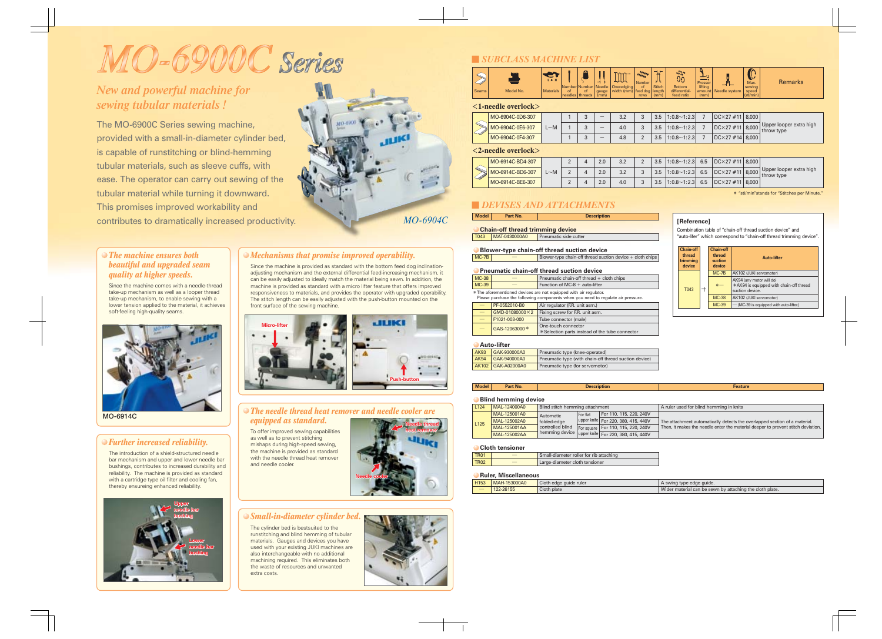# MO-6900C Series

## New and powerful machine for sewing tubular materials !

The MO-6900C Series sewing machine, provided with a small-in-diameter cylinder bed, is capable of runstitching or blind-hemming tubular materials, such as sleeve cuffs, with ease. The operator can carry out sewing of the tubular material while turning it downward. This promises improved workability and contributes to dramatically increased productivity.

MO-6904C

### The machine ensures both beautiful and upgraded seam quality at higher speeds.

Since the machine comes with a needle-thread take-up mechanism as well as a looper thread take-up mechanism, to enable sewing with a lower tension applied to the material, it achieves soft-feeling high-quality seams.

MO-6914C

### Further increased reliability.

The introduction of a shield-structured needle bar mechanism and upper and lower needle bar bushings, contributes to increased durability and reliability. The machine is provided as standard with a cartridge type oil filter and cooling fan, thereby ensureing enhanced reliability.

Upper needle bar bushing

Lower needle bar bushing

### Mechanisms that promise improved operability.

Since the machine is provided as standard with the bottom feed dog inclination-adjusting mechanism and the external differential feed-increasing mechanism, it can be easily adjusted to ideally match the material being sewn. In addition, the machine is provided as standard with a micro lifter feature that offers improved responsiveness to materials, and provides the operator with upgraded operability. The stitch length can be easily adjusted with the push-button mounted on the front surface of the sewing machine.

Micro-lifter

Push-button

### The needle thread heat remover and needle cooler are equipped as standard.

To offer improved sewing capabilities as well as to prevent stitching mishaps during high-speed sewing, the machine is provided as standard with the needle thread heat remover and needle cooler.

Needle thread heat remover

Needle cooler

### Small-in-diameter cylinder bed.

The cylinder bed is bestsuited to the runstitching and blind hemming of tubular materials. Gauges and devices you have used with your existing JUKI machines are also interchangeable with no additional machining required. This eliminates both the waste of resources and unwanted extra costs.

## SUBCLASS MACHINE LIST

**<1-needle overlock>**

| Seams | Model No. | Materials | Number of needles | Number of threads | Needle gauge (mm) | Overedging width (mm) | Number of feed dog rows | Stitch length (mm) | Bottom differential-feed ratio | Presser lifting amount (mm) | Needle system | Max. sewing speed (sti/min) | Remarks |
|---|---|---|---|---|---|---|---|---|---|---|---|---|---|
| | MO-6904C-0D6-307 | L~M | 1 | 3 | — | 3.2 | 3 | 3.5 | 1:0.8~1:2.3 | 7 | DC×27 #11 | 8,000 | Upper looper extra high throw type |
| | MO-6904C-0E6-307 | | 1 | 3 | — | 4.0 | 3 | 3.5 | 1:0.8~1:2.3 | 7 | DC×27 #11 | 8,000 | |
| | MO-6904C-0F4-307 | | 1 | 3 | — | 4.8 | 2 | 3.5 | 1:0.8~1:2.3 | 7 | DC×27 #14 | 8,000 | |

**<2-needle overlock>**

| Seams | Model No. | Materials | Number of needles | Number of threads | Needle gauge (mm) | Overedging width (mm) | Number of feed dog rows | Stitch length (mm) | Bottom differential-feed ratio | Presser lifting amount (mm) | Needle system | Max. sewing speed (sti/min) | Remarks |
|---|---|---|---|---|---|---|---|---|---|---|---|---|---|
| | MO-6914C-BD4-307 | L~M | 2 | 4 | 2.0 | 3.2 | 2 | 3.5 | 1:0.8~1:2.3 | 6.5 | DC×27 #11 | 8,000 | Upper looper extra high throw type |
| | MO-6914C-BD6-307 | | 2 | 4 | 2.0 | 3.2 | 3 | 3.5 | 1:0.8~1:2.3 | 6.5 | DC×27 #11 | 8,000 | |
| | MO-6914C-BE6-307 | | 2 | 4 | 2.0 | 4.0 | 3 | 3.5 | 1:0.8~1:2.3 | 6.5 | DC×27 #11 | 8,000 | |

* "sti/min"stands for "Stitches per Minute."

## DEVISES AND ATTACHMENTS

| Model | Part No. | Description |
|---|---|---|
| **Chain-off thread trimming device** | | |
| T043 | MAT-0430000A0 | Pneumatic side cutter |
| **Blower-type chain-off thread suction device** | | |
| MC-7B | — | Blower-type chain-off thread suction device + cloth chips |
| **Pneumatic chain-off thread suction device** | | |
| MC-38 | — | Pneumatic chain-off thread + cloth chips |
| MC-39 | — | Function of MC-8 + auto-lifter |

*The aforementioned devices are not equipped with air regulator.
Please purchase the following components when you need to regulate air pressure.

| | | |
|---|---|---|
| — | PF-0552010-B0 | Air regulator (F.R. unit asm.) |
| — | GMD-01080000×2 | Fixing screw for F.R. unit asm. |
| — | F1021-003-000 | Tube connector (male) |
| — | GAS-12063000* | One-touch connector *Selection parts instead of the tube connector |

**Auto-lifter**

| Model | Part No. | Description |
|---|---|---|
| AK93 | GAK-930000A0 | Pneumatic type (knee-operated) |
| AK94 | GAK-940000A0 | Pneumatic type (with chain-off thread suction device) |
| AK102 | GAK-A02000A0 | Pneumatic type (for servomotor) |

**[Reference]**

Combination table of "chain-off thread suction device" and "auto-lifer" which correspond to "chain-off thread trimming device".

| Chain-off thread trimming device | | Chain-off thread suction device | Auto-lifter |
|---|---|---|---|
| T043 | + | MC-7B | AK102 (JUKI servomotor) |
| | | *— | AK94 (any motor will do) *AK94 is equipped with chain-off thread suction device. |
| | | MC-38 | AK102 (JUKI servomotor) |
| | | MC-39 | — (MC-39 is equipped with auto-lifter.) |

| Model | Part No. | Description | | | Feature |
|---|---|---|---|---|---|
| **Blind hemming device** | | | | | |
| L124 | MAL-124000A0 | Blind stitch hemming attachment | | | A ruler used for blind hemming in knits |
| L125 | MAL-125001A0 | Automatic folded-edge controlled blind hemming device | For flat upper knife | For 110, 115, 220, 240V | The attachment automatically detects the overlapped section of a material. Then, it makes the needle enter the material deeper to prevent stitch deviation. |
| | MAL-125002A0 | | | For 220, 380, 415, 440V | |
| | MAL-125001AA | | For square upper knife | For 110, 115, 220, 240V | |
| | MAL-125002AA | | | For 220, 380, 415, 440V | |
| **Cloth tensioner** | | | | | |
| TR01 | — | Small-diameter roller for rib attaching | | | |
| TR02 | — | Large-diameter cloth tensioner | | | |
| **Ruler, Miscellaneous** | | | | | |
| H153 | MAH-153000A0 | Cloth edge guide ruler | | | A swing type edge guide. |
| — | 122-26155 | Cloth plate | | | Wider material can be sewn by attaching the cloth plate. |